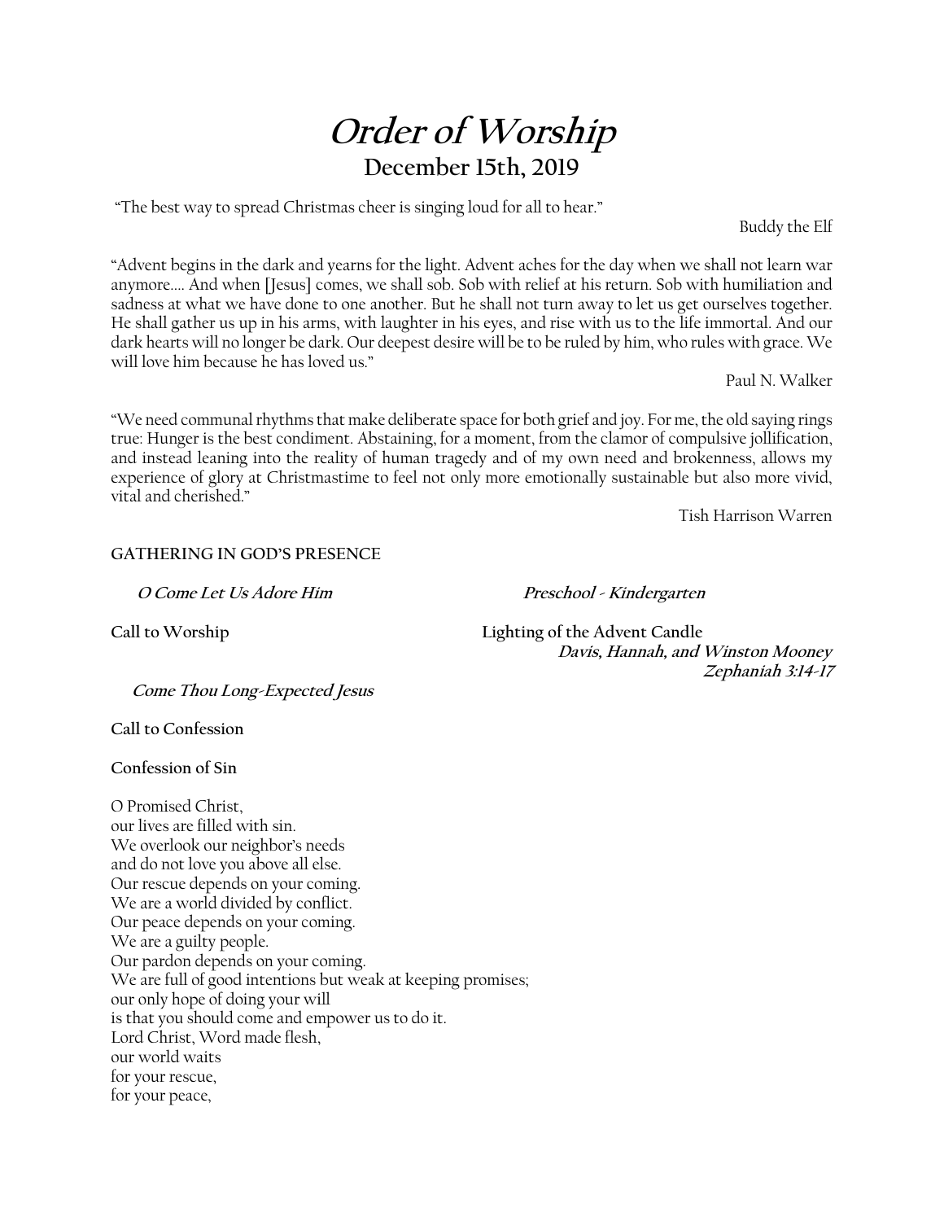// Order of Worship

# *Order of Worship*

## December 15th, 2019

"The best way to spread Christmas cheer is singing loud for all to hear."

Buddy the Elf

"Advent begins in the dark and yearns for the light. Advent aches for the day when we shall not learn war anymore.... And when [Jesus] comes, we shall sob. Sob with relief at his return. Sob with humiliation and sadness at what we have done to one another. But he shall not turn away to let us get ourselves together. He shall gather us up in his arms, with laughter in his eyes, and rise with us to the life immortal. And our dark hearts will no longer be dark. Our deepest desire will be to be ruled by him, who rules with grace. We will love him because he has loved us."

Paul N. Walker

"We need communal rhythms that make deliberate space for both grief and joy. For me, the old saying rings true: Hunger is the best condiment. Abstaining, for a moment, from the clamor of compulsive jollification, and instead leaning into the reality of human tragedy and of my own need and brokenness, allows my experience of glory at Christmastime to feel not only more emotionally sustainable but also more vivid, vital and cherished."

Tish Harrison Warren

**GATHERING IN GOD'S PRESENCE**

***O Come Let Us Adore Him*** — ***Preschool - Kindergarten***

**Call to Worship**

**Lighting of the Advent Candle**
***Davis, Hannah, and Winston Mooney***
***Zephaniah 3:14-17***

***Come Thou Long-Expected Jesus***

**Call to Confession**

**Confession of Sin**

O Promised Christ,
our lives are filled with sin.
We overlook our neighbor's needs
and do not love you above all else.
Our rescue depends on your coming.
We are a world divided by conflict.
Our peace depends on your coming.
We are a guilty people.
Our pardon depends on your coming.
We are full of good intentions but weak at keeping promises;
our only hope of doing your will
is that you should come and empower us to do it.
Lord Christ, Word made flesh,
our world waits
for your rescue,
for your peace,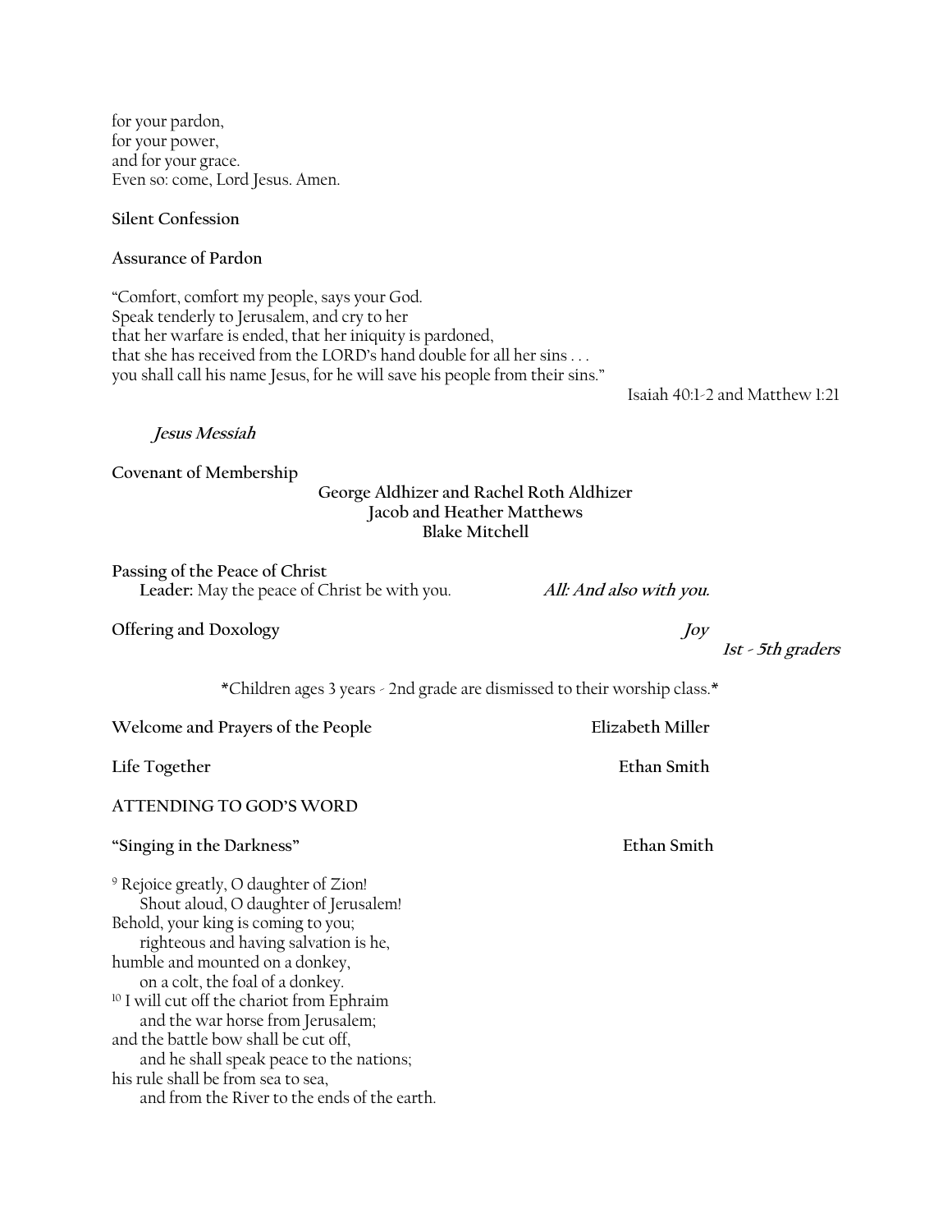for your pardon,
for your power,
and for your grace.
Even so: come, Lord Jesus. Amen.

**Silent Confession**

**Assurance of Pardon**

"Comfort, comfort my people, says your God.
Speak tenderly to Jerusalem, and cry to her
that her warfare is ended, that her iniquity is pardoned,
that she has received from the LORD's hand double for all her sins . . .
you shall call his name Jesus, for he will save his people from their sins."

Isaiah 40:1-2 and Matthew 1:21

***Jesus Messiah***

**Covenant of Membership**

**George Aldhizer and Rachel Roth Aldhizer**
**Jacob and Heather Matthews**
**Blake Mitchell**

**Passing of the Peace of Christ**
**Leader:** May the peace of Christ be with you. ***All: And also with you.***

**Offering and Doxology** ***Joy***
***1st - 5th graders***

\*Children ages 3 years - 2nd grade are dismissed to their worship class.\*

**Welcome and Prayers of the People** **Elizabeth Miller**

**Life Together** **Ethan Smith**

**ATTENDING TO GOD'S WORD**

**"Singing in the Darkness"** **Ethan Smith**

[9] Rejoice greatly, O daughter of Zion!
Shout aloud, O daughter of Jerusalem!
Behold, your king is coming to you;
righteous and having salvation is he,
humble and mounted on a donkey,
on a colt, the foal of a donkey.
[10] I will cut off the chariot from Ephraim
and the war horse from Jerusalem;
and the battle bow shall be cut off,
and he shall speak peace to the nations;
his rule shall be from sea to sea,
and from the River to the ends of the earth.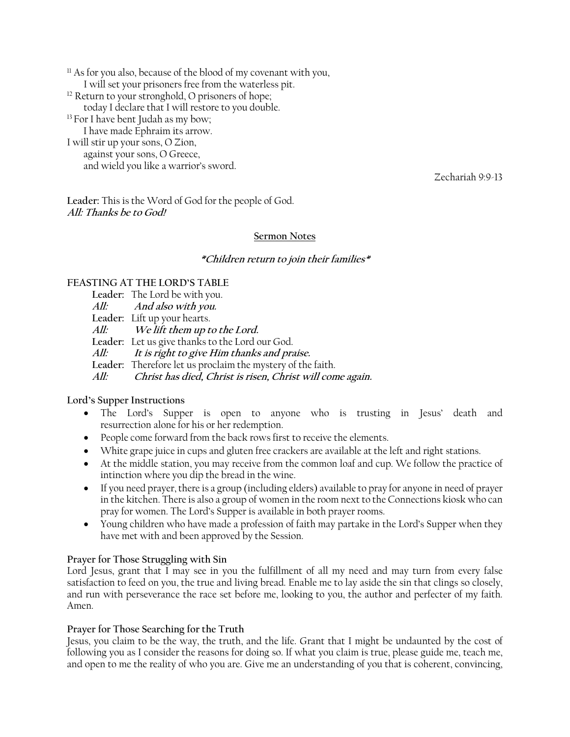[11] As for you also, because of the blood of my covenant with you,
    I will set your prisoners free from the waterless pit.
[12] Return to your stronghold, O prisoners of hope;
    today I declare that I will restore to you double.
[13] For I have bent Judah as my bow;
    I have made Ephraim its arrow.
I will stir up your sons, O Zion,
    against your sons, O Greece,
    and wield you like a warrior's sword.

Zechariah 9:9-13

**Leader:** This is the Word of God for the people of God.
***All: Thanks be to God!***

**Sermon Notes**

***\*Children return to join their families\****

**FEASTING AT THE LORD'S TABLE**

**Leader:** The Lord be with you.
***All: And also with you.***
**Leader:** Lift up your hearts.
***All: We lift them up to the Lord.***
**Leader:** Let us give thanks to the Lord our God.
***All: It is right to give Him thanks and praise.***
**Leader:** Therefore let us proclaim the mystery of the faith.
***All: Christ has died, Christ is risen, Christ will come again.***

**Lord's Supper Instructions**

- The Lord's Supper is open to anyone who is trusting in Jesus' death and resurrection alone for his or her redemption.
- People come forward from the back rows first to receive the elements.
- White grape juice in cups and gluten free crackers are available at the left and right stations.
- At the middle station, you may receive from the common loaf and cup. We follow the practice of intinction where you dip the bread in the wine.
- If you need prayer, there is a group (including elders) available to pray for anyone in need of prayer in the kitchen. There is also a group of women in the room next to the Connections kiosk who can pray for women. The Lord's Supper is available in both prayer rooms.
- Young children who have made a profession of faith may partake in the Lord's Supper when they have met with and been approved by the Session.

**Prayer for Those Struggling with Sin**

Lord Jesus, grant that I may see in you the fulfillment of all my need and may turn from every false satisfaction to feed on you, the true and living bread. Enable me to lay aside the sin that clings so closely, and run with perseverance the race set before me, looking to you, the author and perfecter of my faith. Amen.

**Prayer for Those Searching for the Truth**

Jesus, you claim to be the way, the truth, and the life. Grant that I might be undaunted by the cost of following you as I consider the reasons for doing so. If what you claim is true, please guide me, teach me, and open to me the reality of who you are. Give me an understanding of you that is coherent, convincing,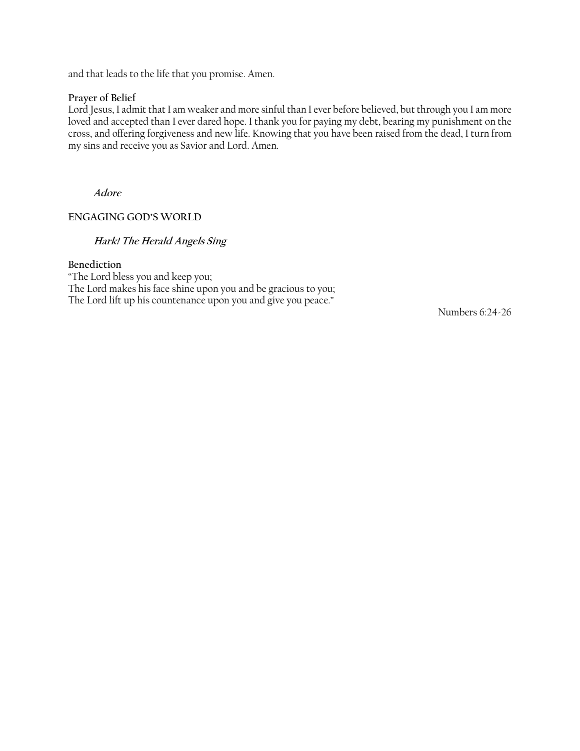and that leads to the life that you promise. Amen.

**Prayer of Belief**
Lord Jesus, I admit that I am weaker and more sinful than I ever before believed, but through you I am more loved and accepted than I ever dared hope. I thank you for paying my debt, bearing my punishment on the cross, and offering forgiveness and new life. Knowing that you have been raised from the dead, I turn from my sins and receive you as Savior and Lord. Amen.

***Adore***

**ENGAGING GOD'S WORLD**

***Hark! The Herald Angels Sing***

**Benediction**
"The Lord bless you and keep you;
The Lord makes his face shine upon you and be gracious to you;
The Lord lift up his countenance upon you and give you peace."

Numbers 6:24-26